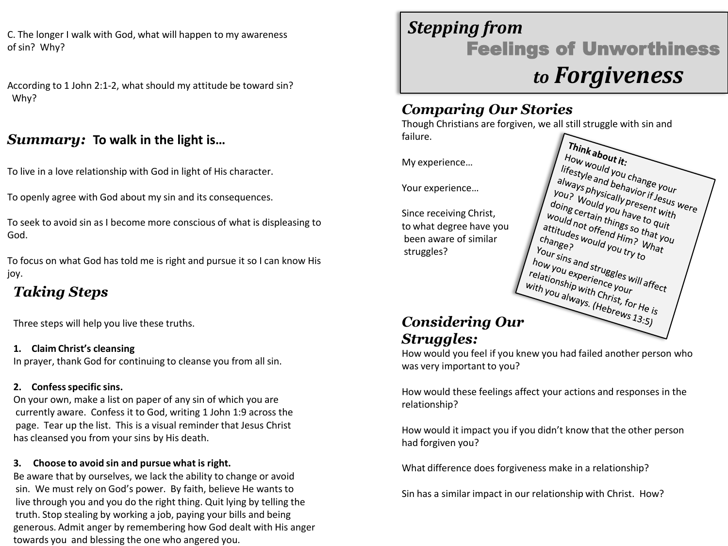C. The longer I walk with God, what will happen to my awareness of sin? Why?

According to 1 John 2:1-2, what should my attitude be toward sin? Why?

## *Summary:* To walk in the light is…

To live in a love relationship with God in light of His character.

To openly agree with God about my sin and its consequences.

To seek to avoid sin as I become more conscious of what is displeasing to God.

To focus on what God has told me is right and pursue it so I can know His joy.

## *Taking Steps*

Three steps will help you live these truths.

**1. Claim Christ's cleansing**

In prayer, thank God for continuing to cleanse you from all sin.

**2. Confess specific sins.**

On your own, make a list on paper of any sin of which you are currently aware. Confess it to God, writing 1 John 1:9 across the page. Tear up the list. This is a visual reminder that Jesus Christ has cleansed you from your sins by His death.

**3. Choose to avoid sin and pursue what is right.**

Be aware that by ourselves, we lack the ability to change or avoid sin. We must rely on God's power. By faith, believe He wants to live through you and you do the right thing. Quit lying by telling the truth. Stop stealing by working a job, paying your bills and being generous. Admit anger by remembering how God dealt with His anger towards you and blessing the one who angered you.

# *Stepping from* Feelings of Unworthiness *to Forgiveness*

## *Comparing Our Stories*

Though Christians are forgiven, we all still struggle with sin and failure.

My experience…

Your experience…

Since receiving Christ, to what degree have you been aware of similar struggles?

> **Think about it:**
> How would you change your lifestyle and behavior if Jesus were always physically present with you? Would you have to quit doing certain things so that you would not offend Him? What attitudes would you try to change?
> Your sins and struggles will affect how you experience your relationship with Christ, for He is with you always. (Hebrews 13:5)

## *Considering Our Struggles:*

How would you feel if you knew you had failed another person who was very important to you?

How would these feelings affect your actions and responses in the relationship?

How would it impact you if you didn't know that the other person had forgiven you?

What difference does forgiveness make in a relationship?

Sin has a similar impact in our relationship with Christ. How?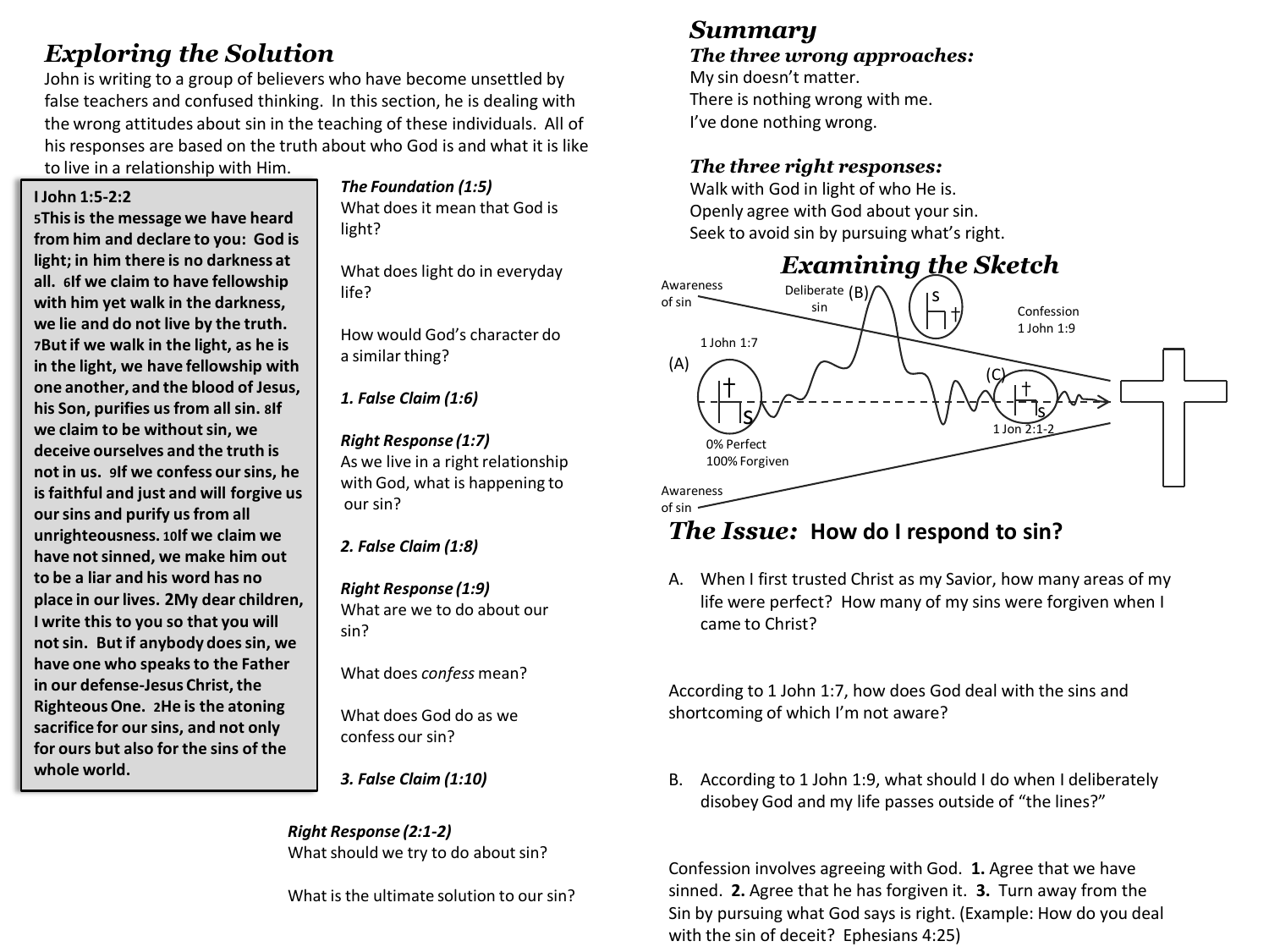## *Exploring the Solution*

John is writing to a group of believers who have become unsettled by false teachers and confused thinking. In this section, he is dealing with the wrong attitudes about sin in the teaching of these individuals. All of his responses are based on the truth about who God is and what it is like to live in a relationship with Him.

**I John 1:5-2:2**
**5This is the message we have heard from him and declare to you: God is light; in him there is no darkness at all. 6If we claim to have fellowship with him yet walk in the darkness, we lie and do not live by the truth. 7But if we walk in the light, as he is in the light, we have fellowship with one another, and the blood of Jesus, his Son, purifies us from all sin. 8If we claim to be without sin, we deceive ourselves and the truth is not in us. 9If we confess our sins, he is faithful and just and will forgive us our sins and purify us from all unrighteousness. 10If we claim we have not sinned, we make him out to be a liar and his word has no place in our lives. 2My dear children, I write this to you so that you will not sin. But if anybody does sin, we have one who speaks to the Father in our defense-Jesus Christ, the Righteous One. 2He is the atoning sacrifice for our sins, and not only for ours but also for the sins of the whole world.**

***The Foundation (1:5)***
What does it mean that God is light?

What does light do in everyday life?

How would God's character do a similar thing?

***1. False Claim (1:6)***

***Right Response (1:7)***
As we live in a right relationship with God, what is happening to our sin?

***2. False Claim (1:8)***

***Right Response (1:9)***
What are we to do about our sin?

What does *confess* mean?

What does God do as we confess our sin?

***3. False Claim (1:10)***

***Right Response (2:1-2)***
What should we try to do about sin?

What is the ultimate solution to our sin?

## *Summary*

### *The three wrong approaches:*

My sin doesn't matter.
There is nothing wrong with me.
I've done nothing wrong.

### *The three right responses:*

Walk with God in light of who He is.
Openly agree with God about your sin.
Seek to avoid sin by pursuing what's right.

## *Examining the Sketch*

Awareness of sin
Deliberate sin (B)
S
Confession 1 John 1:9
1 John 1:7
(A)
(C)
S
S
1 Jon 2:1-2
0% Perfect
100% Forgiven
Awareness of sin

## *The Issue:* How do I respond to sin?

A. When I first trusted Christ as my Savior, how many areas of my life were perfect? How many of my sins were forgiven when I came to Christ?

According to 1 John 1:7, how does God deal with the sins and shortcoming of which I'm not aware?

B. According to 1 John 1:9, what should I do when I deliberately disobey God and my life passes outside of "the lines?"

Confession involves agreeing with God. **1.** Agree that we have sinned. **2.** Agree that he has forgiven it. **3.** Turn away from the Sin by pursuing what God says is right. (Example: How do you deal with the sin of deceit? Ephesians 4:25)